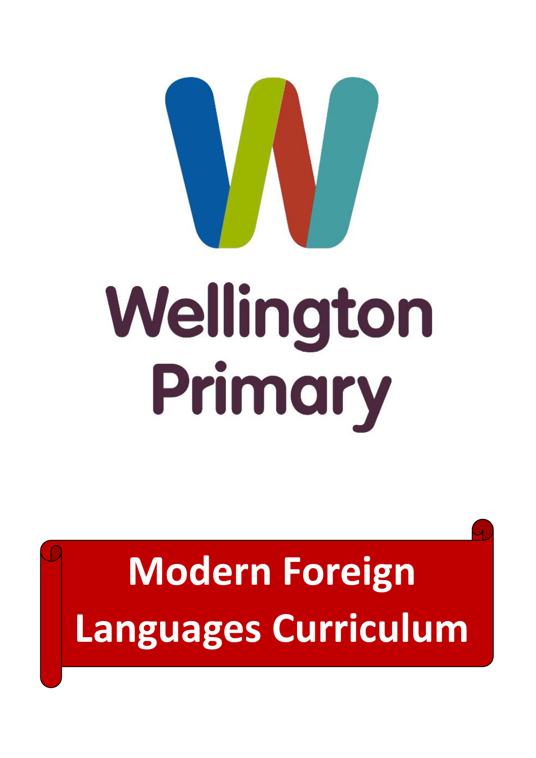# Wellington Primary

# Modern Foreign Languages Curriculum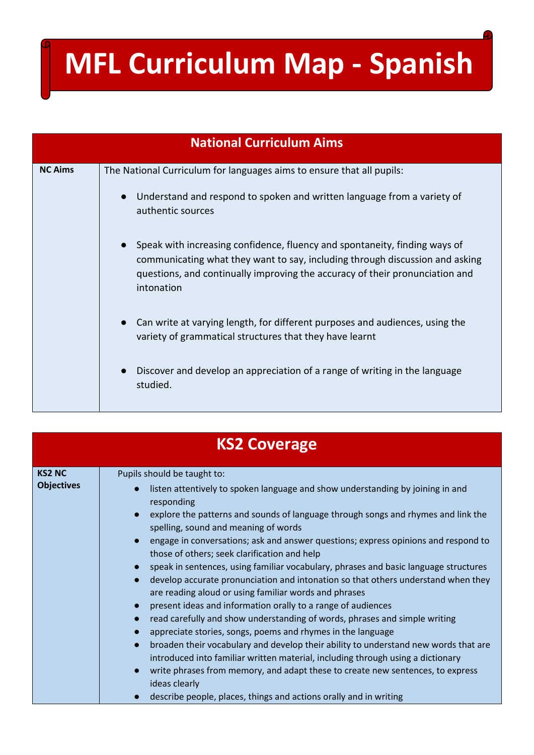# MFL Curriculum Map - Spanish

| National Curriculum Aims | |
|---|---|
| **NC Aims** | The National Curriculum for languages aims to ensure that all pupils:<br><br>● Understand and respond to spoken and written language from a variety of authentic sources<br><br>● Speak with increasing confidence, fluency and spontaneity, finding ways of communicating what they want to say, including through discussion and asking questions, and continually improving the accuracy of their pronunciation and intonation<br><br>● Can write at varying length, for different purposes and audiences, using the variety of grammatical structures that they have learnt<br><br>● Discover and develop an appreciation of a range of writing in the language studied. |

| KS2 Coverage | |
|---|---|
| **KS2 NC Objectives** | Pupils should be taught to:<br>● listen attentively to spoken language and show understanding by joining in and responding<br>● explore the patterns and sounds of language through songs and rhymes and link the spelling, sound and meaning of words<br>● engage in conversations; ask and answer questions; express opinions and respond to those of others; seek clarification and help<br>● speak in sentences, using familiar vocabulary, phrases and basic language structures<br>● develop accurate pronunciation and intonation so that others understand when they are reading aloud or using familiar words and phrases<br>● present ideas and information orally to a range of audiences<br>● read carefully and show understanding of words, phrases and simple writing<br>● appreciate stories, songs, poems and rhymes in the language<br>● broaden their vocabulary and develop their ability to understand new words that are introduced into familiar written material, including through using a dictionary<br>● write phrases from memory, and adapt these to create new sentences, to express ideas clearly<br>● describe people, places, things and actions orally and in writing |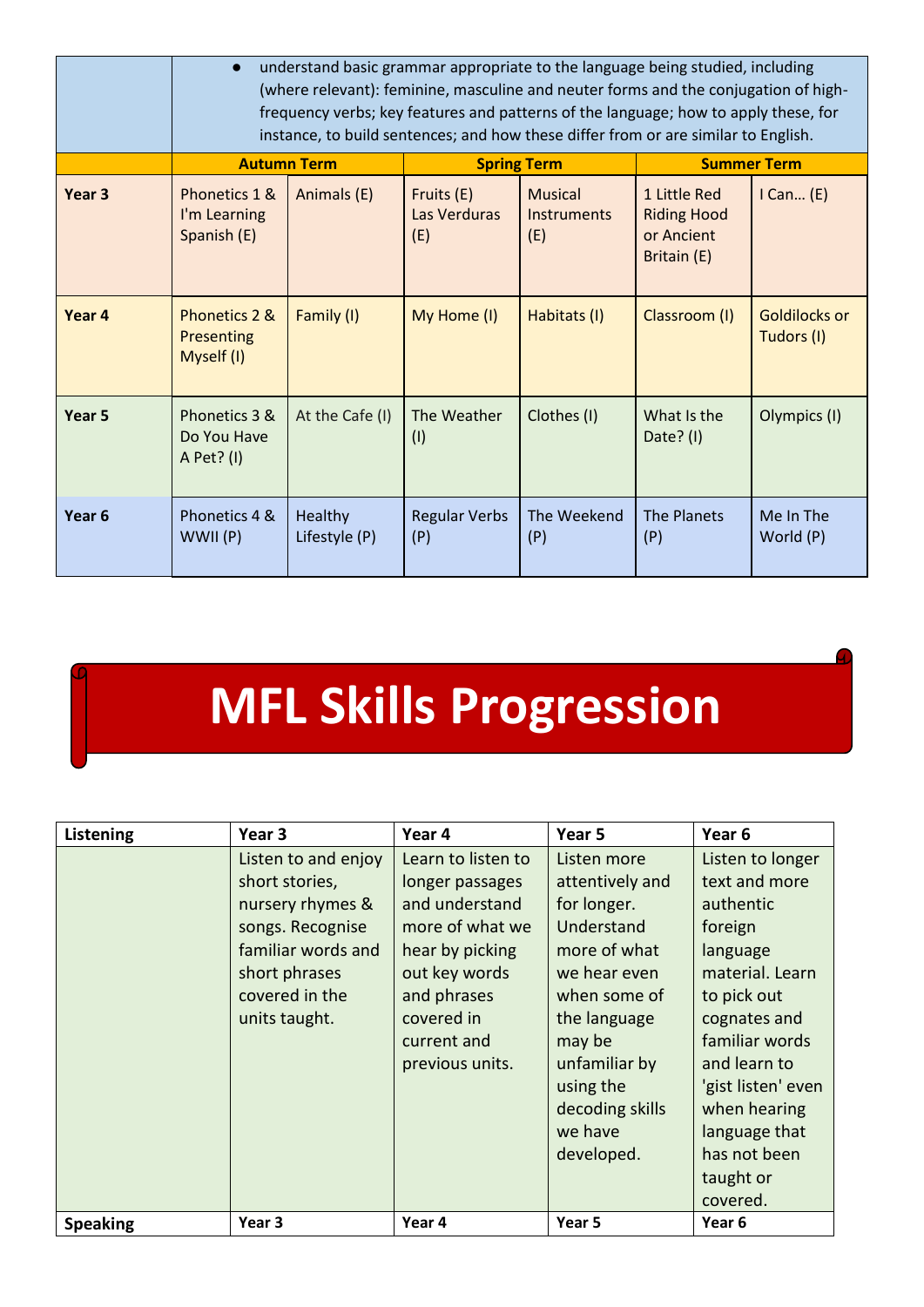| | understand basic grammar appropriate to the language being studied, including (where relevant): feminine, masculine and neuter forms and the conjugation of high-frequency verbs; key features and patterns of the language; how to apply these, for instance, to build sentences; and how these differ from or are similar to English. | | | | | |
|---|---|---|---|---|---|---|
| | **Autumn Term** | | **Spring Term** | | **Summer Term** | |
| **Year 3** | Phonetics 1 & I'm Learning Spanish (E) | Animals (E) | Fruits (E) Las Verduras (E) | Musical Instruments (E) | 1 Little Red Riding Hood or Ancient Britain (E) | I Can… (E) |
| **Year 4** | Phonetics 2 & Presenting Myself (I) | Family (I) | My Home (I) | Habitats (I) | Classroom (I) | Goldilocks or Tudors (I) |
| **Year 5** | Phonetics 3 & Do You Have A Pet? (I) | At the Cafe (I) | The Weather (I) | Clothes (I) | What Is the Date? (I) | Olympics (I) |
| **Year 6** | Phonetics 4 & WWII (P) | Healthy Lifestyle (P) | Regular Verbs (P) | The Weekend (P) | The Planets (P) | Me In The World (P) |

# MFL Skills Progression

| **Listening** | **Year 3** | **Year 4** | **Year 5** | **Year 6** |
|---|---|---|---|---|
| | Listen to and enjoy short stories, nursery rhymes & songs. Recognise familiar words and short phrases covered in the units taught. | Learn to listen to longer passages and understand more of what we hear by picking out key words and phrases covered in current and previous units. | Listen more attentively and for longer. Understand more of what we hear even when some of the language may be unfamiliar by using the decoding skills we have developed. | Listen to longer text and more authentic foreign language material. Learn to pick out cognates and familiar words and learn to 'gist listen' even when hearing language that has not been taught or covered. |
| **Speaking** | **Year 3** | **Year 4** | **Year 5** | **Year 6** |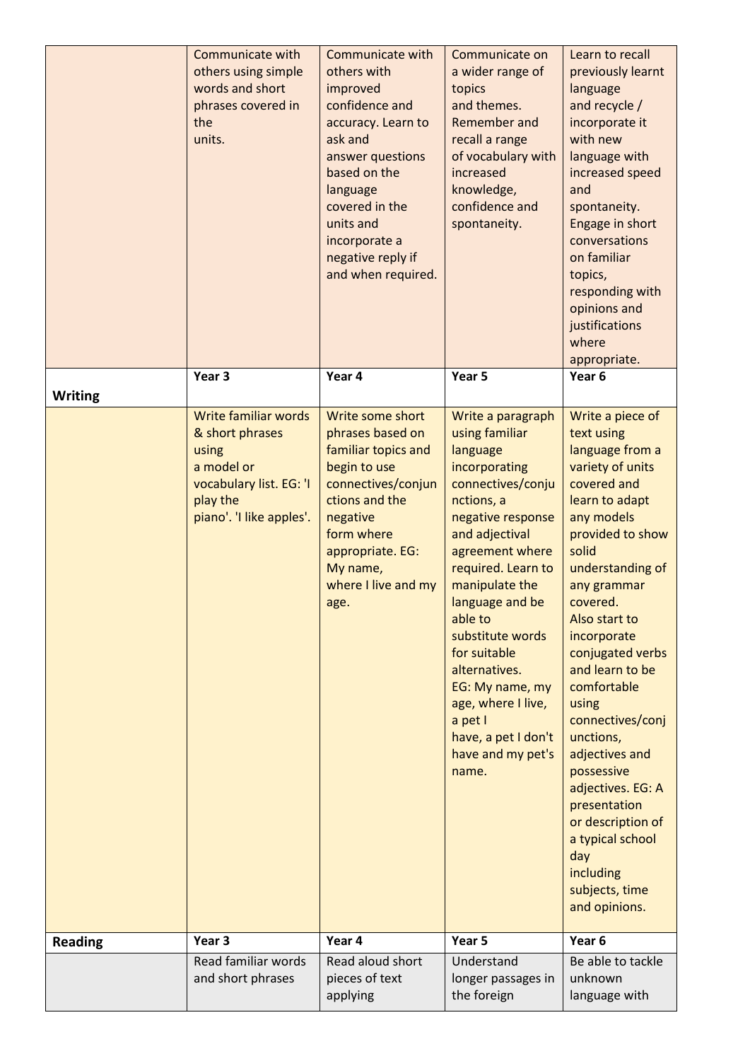| | | | | |
|---|---|---|---|---|
| | Communicate with others using simple words and short phrases covered in the units. | Communicate with others with improved confidence and accuracy. Learn to ask and answer questions based on the language covered in the units and incorporate a negative reply if and when required. | Communicate on a wider range of topics and themes. Remember and recall a range of vocabulary with increased knowledge, confidence and spontaneity. | Learn to recall previously learnt language and recycle / incorporate it with new language with increased speed and spontaneity. Engage in short conversations on familiar topics, responding with opinions and justifications where appropriate. |
| **Writing** | **Year 3** | **Year 4** | **Year 5** | **Year 6** |
| | Write familiar words & short phrases using a model or vocabulary list. EG: 'I play the piano'. 'I like apples'. | Write some short phrases based on familiar topics and begin to use connectives/conjunctions and the negative form where appropriate. EG: My name, where I live and my age. | Write a paragraph using familiar language incorporating connectives/conjunctions, a negative response and adjectival agreement where required. Learn to manipulate the language and be able to substitute words for suitable alternatives. EG: My name, my age, where I live, a pet I have, a pet I don't have and my pet's name. | Write a piece of text using language from a variety of units covered and learn to adapt any models provided to show solid understanding of any grammar covered. Also start to incorporate conjugated verbs and learn to be comfortable using connectives/conjunctions, adjectives and possessive adjectives. EG: A presentation or description of a typical school day including subjects, time and opinions. |
| **Reading** | **Year 3** | **Year 4** | **Year 5** | **Year 6** |
| | Read familiar words and short phrases | Read aloud short pieces of text applying | Understand longer passages in the foreign | Be able to tackle unknown language with |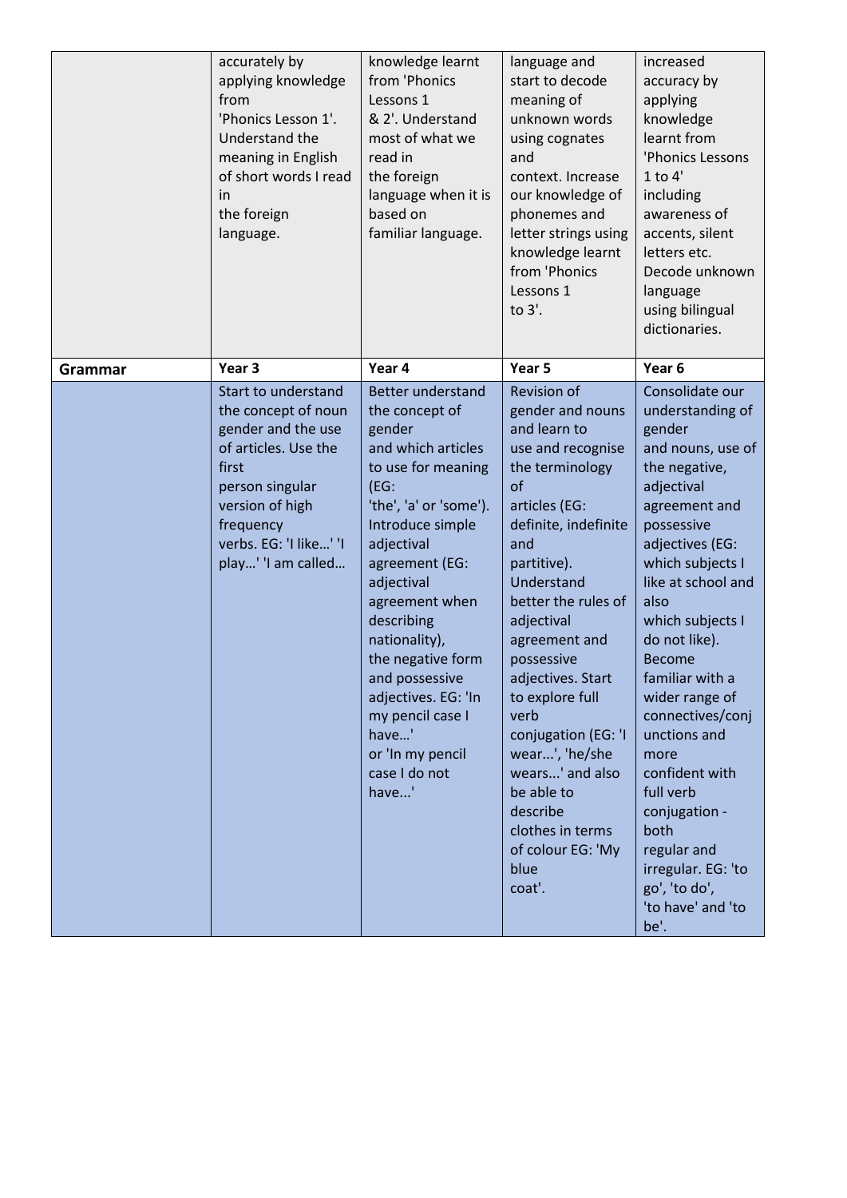| | | | | |
|---|---|---|---|---|
| | accurately by applying knowledge from 'Phonics Lesson 1'. Understand the meaning in English of short words I read in the foreign language. | knowledge learnt from 'Phonics Lessons 1 & 2'. Understand most of what we read in the foreign language when it is based on familiar language. | language and start to decode meaning of unknown words using cognates and context. Increase our knowledge of phonemes and letter strings using knowledge learnt from 'Phonics Lessons 1 to 3'. | increased accuracy by applying knowledge learnt from 'Phonics Lessons 1 to 4' including awareness of accents, silent letters etc. Decode unknown language using bilingual dictionaries. |
| **Grammar** | **Year 3** | **Year 4** | **Year 5** | **Year 6** |
| | Start to understand the concept of noun gender and the use of articles. Use the first person singular version of high frequency verbs. EG: 'I like…' 'I play…' 'I am called… | Better understand the concept of gender and which articles to use for meaning (EG: 'the', 'a' or 'some'). Introduce simple adjectival agreement (EG: adjectival agreement when describing nationality), the negative form and possessive adjectives. EG: 'In my pencil case I have…' or 'In my pencil case I do not have…' | Revision of gender and nouns and learn to use and recognise the terminology of articles (EG: definite, indefinite and partitive). Understand better the rules of adjectival agreement and possessive adjectives. Start to explore full verb conjugation (EG: 'I wear...', 'he/she wears...' and also be able to describe clothes in terms of colour EG: 'My blue coat'. | Consolidate our understanding of gender and nouns, use of the negative, adjectival agreement and possessive adjectives (EG: which subjects I like at school and also which subjects I do not like). Become familiar with a wider range of connectives/conjunctions and more confident with full verb conjugation - both regular and irregular. EG: 'to go', 'to do', 'to have' and 'to be'. |